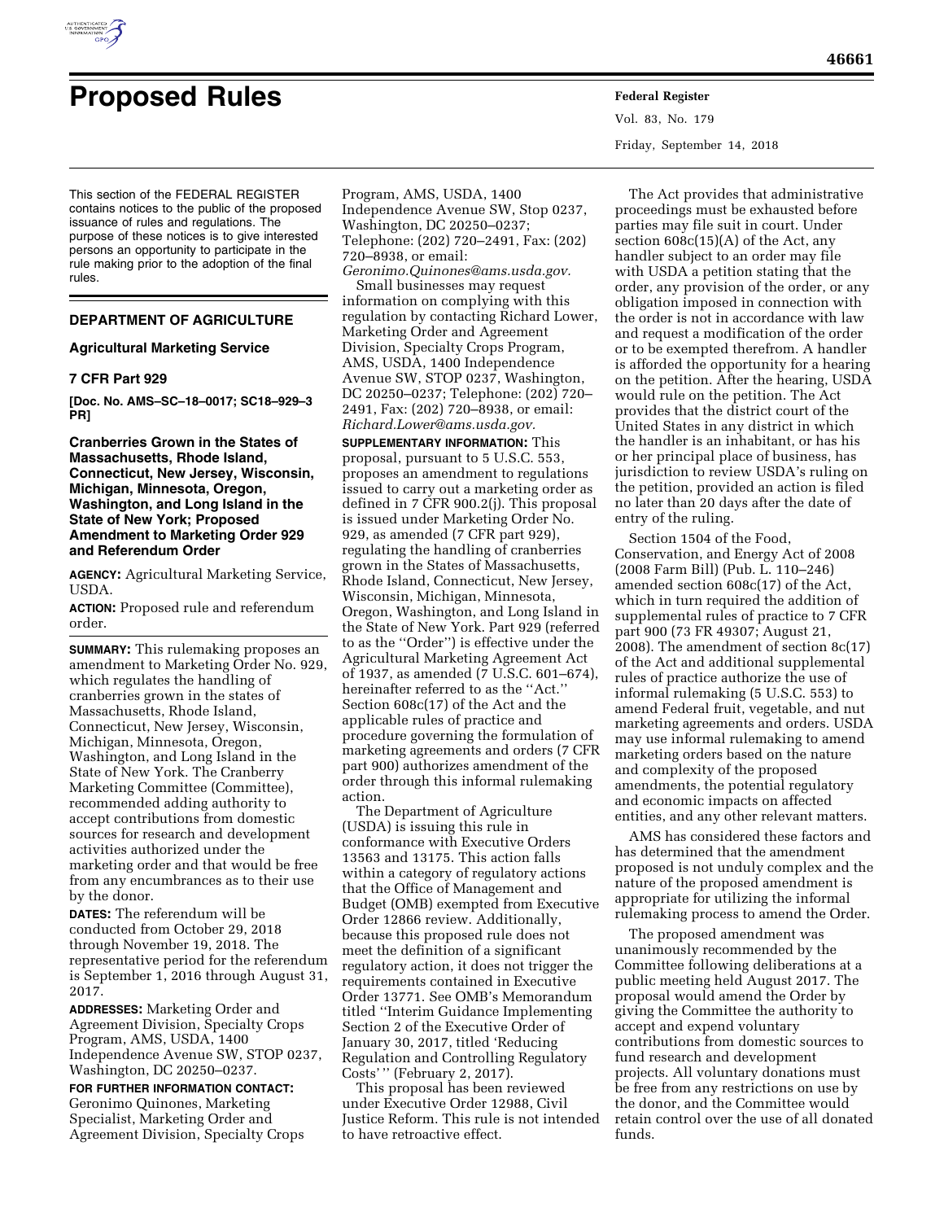# Proposed Rules

This section of the FEDERAL REGISTER contains notices to the public of the proposed issuance of rules and regulations. The purpose of these notices is to give interested persons an opportunity to participate in the rule making prior to the adoption of the final rules.

## DEPARTMENT OF AGRICULTURE

### Agricultural Marketing Service

### 7 CFR Part 929

**[Doc. No. AMS–SC–18–0017; SC18–929–3 PR]**

### Cranberries Grown in the States of Massachusetts, Rhode Island, Connecticut, New Jersey, Wisconsin, Michigan, Minnesota, Oregon, Washington, and Long Island in the State of New York; Proposed Amendment to Marketing Order 929 and Referendum Order

**AGENCY:** Agricultural Marketing Service, USDA.

**ACTION:** Proposed rule and referendum order.

**SUMMARY:** This rulemaking proposes an amendment to Marketing Order No. 929, which regulates the handling of cranberries grown in the states of Massachusetts, Rhode Island, Connecticut, New Jersey, Wisconsin, Michigan, Minnesota, Oregon, Washington, and Long Island in the State of New York. The Cranberry Marketing Committee (Committee), recommended adding authority to accept contributions from domestic sources for research and development activities authorized under the marketing order and that would be free from any encumbrances as to their use by the donor.

**DATES:** The referendum will be conducted from October 29, 2018 through November 19, 2018. The representative period for the referendum is September 1, 2016 through August 31, 2017.

**ADDRESSES:** Marketing Order and Agreement Division, Specialty Crops Program, AMS, USDA, 1400 Independence Avenue SW, STOP 0237, Washington, DC 20250–0237.

**FOR FURTHER INFORMATION CONTACT:** Geronimo Quinones, Marketing Specialist, Marketing Order and Agreement Division, Specialty Crops Program, AMS, USDA, 1400 Independence Avenue SW, Stop 0237, Washington, DC 20250–0237; Telephone: (202) 720–2491, Fax: (202) 720–8938, or email: *Geronimo.Quinones@ams.usda.gov.*

Small businesses may request information on complying with this regulation by contacting Richard Lower, Marketing Order and Agreement Division, Specialty Crops Program, AMS, USDA, 1400 Independence Avenue SW, STOP 0237, Washington, DC 20250–0237; Telephone: (202) 720–2491, Fax: (202) 720–8938, or email: *Richard.Lower@ams.usda.gov.*

**SUPPLEMENTARY INFORMATION:** This proposal, pursuant to 5 U.S.C. 553, proposes an amendment to regulations issued to carry out a marketing order as defined in 7 CFR 900.2(j). This proposal is issued under Marketing Order No. 929, as amended (7 CFR part 929), regulating the handling of cranberries grown in the States of Massachusetts, Rhode Island, Connecticut, New Jersey, Wisconsin, Michigan, Minnesota, Oregon, Washington, and Long Island in the State of New York. Part 929 (referred to as the "Order") is effective under the Agricultural Marketing Agreement Act of 1937, as amended (7 U.S.C. 601–674), hereinafter referred to as the "Act." Section 608c(17) of the Act and the applicable rules of practice and procedure governing the formulation of marketing agreements and orders (7 CFR part 900) authorizes amendment of the order through this informal rulemaking action.

The Department of Agriculture (USDA) is issuing this rule in conformance with Executive Orders 13563 and 13175. This action falls within a category of regulatory actions that the Office of Management and Budget (OMB) exempted from Executive Order 12866 review. Additionally, because this proposed rule does not meet the definition of a significant regulatory action, it does not trigger the requirements contained in Executive Order 13771. See OMB's Memorandum titled "Interim Guidance Implementing Section 2 of the Executive Order of January 30, 2017, titled 'Reducing Regulation and Controlling Regulatory Costs'" (February 2, 2017).

This proposal has been reviewed under Executive Order 12988, Civil Justice Reform. This rule is not intended to have retroactive effect.

The Act provides that administrative proceedings must be exhausted before parties may file suit in court. Under section 608c(15)(A) of the Act, any handler subject to an order may file with USDA a petition stating that the order, any provision of the order, or any obligation imposed in connection with the order is not in accordance with law and request a modification of the order or to be exempted therefrom. A handler is afforded the opportunity for a hearing on the petition. After the hearing, USDA would rule on the petition. The Act provides that the district court of the United States in any district in which the handler is an inhabitant, or has his or her principal place of business, has jurisdiction to review USDA's ruling on the petition, provided an action is filed no later than 20 days after the date of entry of the ruling.

Section 1504 of the Food, Conservation, and Energy Act of 2008 (2008 Farm Bill) (Pub. L. 110–246) amended section 608c(17) of the Act, which in turn required the addition of supplemental rules of practice to 7 CFR part 900 (73 FR 49307; August 21, 2008). The amendment of section 8c(17) of the Act and additional supplemental rules of practice authorize the use of informal rulemaking (5 U.S.C. 553) to amend Federal fruit, vegetable, and nut marketing agreements and orders. USDA may use informal rulemaking to amend marketing orders based on the nature and complexity of the proposed amendments, the potential regulatory and economic impacts on affected entities, and any other relevant matters.

AMS has considered these factors and has determined that the amendment proposed is not unduly complex and the nature of the proposed amendment is appropriate for utilizing the informal rulemaking process to amend the Order.

The proposed amendment was unanimously recommended by the Committee following deliberations at a public meeting held August 2017. The proposal would amend the Order by giving the Committee the authority to accept and expend voluntary contributions from domestic sources to fund research and development projects. All voluntary donations must be free from any restrictions on use by the donor, and the Committee would retain control over the use of all donated funds.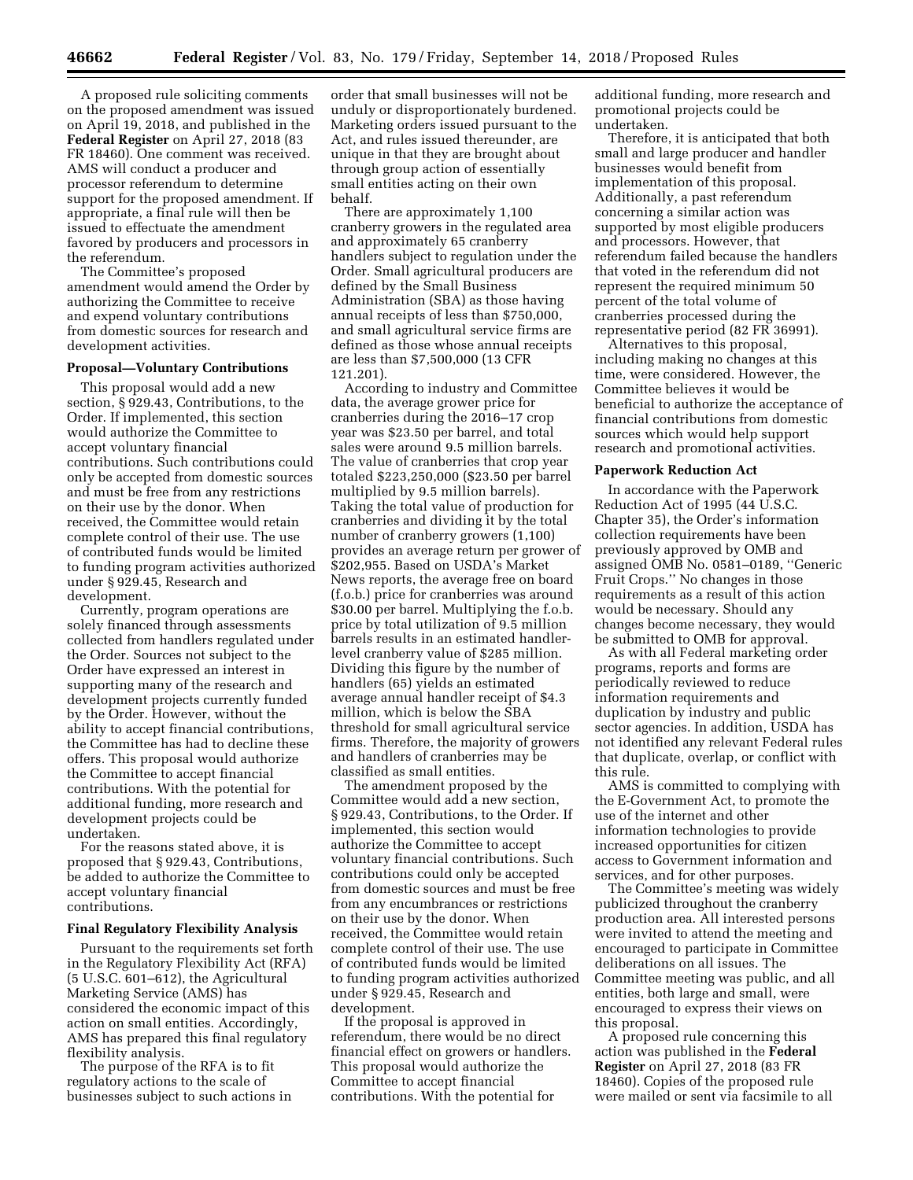A proposed rule soliciting comments on the proposed amendment was issued on April 19, 2018, and published in the **Federal Register** on April 27, 2018 (83 FR 18460). One comment was received. AMS will conduct a producer and processor referendum to determine support for the proposed amendment. If appropriate, a final rule will then be issued to effectuate the amendment favored by producers and processors in the referendum.

The Committee's proposed amendment would amend the Order by authorizing the Committee to receive and expend voluntary contributions from domestic sources for research and development activities.

### Proposal—Voluntary Contributions

This proposal would add a new section, § 929.43, Contributions, to the Order. If implemented, this section would authorize the Committee to accept voluntary financial contributions. Such contributions could only be accepted from domestic sources and must be free from any restrictions on their use by the donor. When received, the Committee would retain complete control of their use. The use of contributed funds would be limited to funding program activities authorized under § 929.45, Research and development.

Currently, program operations are solely financed through assessments collected from handlers regulated under the Order. Sources not subject to the Order have expressed an interest in supporting many of the research and development projects currently funded by the Order. However, without the ability to accept financial contributions, the Committee has had to decline these offers. This proposal would authorize the Committee to accept financial contributions. With the potential for additional funding, more research and development projects could be undertaken.

For the reasons stated above, it is proposed that § 929.43, Contributions, be added to authorize the Committee to accept voluntary financial contributions.

### Final Regulatory Flexibility Analysis

Pursuant to the requirements set forth in the Regulatory Flexibility Act (RFA) (5 U.S.C. 601–612), the Agricultural Marketing Service (AMS) has considered the economic impact of this action on small entities. Accordingly, AMS has prepared this final regulatory flexibility analysis.

The purpose of the RFA is to fit regulatory actions to the scale of businesses subject to such actions in order that small businesses will not be unduly or disproportionately burdened. Marketing orders issued pursuant to the Act, and rules issued thereunder, are unique in that they are brought about through group action of essentially small entities acting on their own behalf.

There are approximately 1,100 cranberry growers in the regulated area and approximately 65 cranberry handlers subject to regulation under the Order. Small agricultural producers are defined by the Small Business Administration (SBA) as those having annual receipts of less than $750,000, and small agricultural service firms are defined as those whose annual receipts are less than $7,500,000 (13 CFR 121.201).

According to industry and Committee data, the average grower price for cranberries during the 2016–17 crop year was $23.50 per barrel, and total sales were around 9.5 million barrels. The value of cranberries that crop year totaled $223,250,000 ($23.50 per barrel multiplied by 9.5 million barrels). Taking the total value of production for cranberries and dividing it by the total number of cranberry growers (1,100) provides an average return per grower of $202,955. Based on USDA's Market News reports, the average free on board (f.o.b.) price for cranberries was around $30.00 per barrel. Multiplying the f.o.b. price by total utilization of 9.5 million barrels results in an estimated handler-level cranberry value of $285 million. Dividing this figure by the number of handlers (65) yields an estimated average annual handler receipt of $4.3 million, which is below the SBA threshold for small agricultural service firms. Therefore, the majority of growers and handlers of cranberries may be classified as small entities.

The amendment proposed by the Committee would add a new section, § 929.43, Contributions, to the Order. If implemented, this section would authorize the Committee to accept voluntary financial contributions. Such contributions could only be accepted from domestic sources and must be free from any encumbrances or restrictions on their use by the donor. When received, the Committee would retain complete control of their use. The use of contributed funds would be limited to funding program activities authorized under § 929.45, Research and development.

If the proposal is approved in referendum, there would be no direct financial effect on growers or handlers. This proposal would authorize the Committee to accept financial contributions. With the potential for additional funding, more research and promotional projects could be undertaken.

Therefore, it is anticipated that both small and large producer and handler businesses would benefit from implementation of this proposal. Additionally, a past referendum concerning a similar action was supported by most eligible producers and processors. However, that referendum failed because the handlers that voted in the referendum did not represent the required minimum 50 percent of the total volume of cranberries processed during the representative period (82 FR 36991).

Alternatives to this proposal, including making no changes at this time, were considered. However, the Committee believes it would be beneficial to authorize the acceptance of financial contributions from domestic sources which would help support research and promotional activities.

### Paperwork Reduction Act

In accordance with the Paperwork Reduction Act of 1995 (44 U.S.C. Chapter 35), the Order's information collection requirements have been previously approved by OMB and assigned OMB No. 0581–0189, "Generic Fruit Crops." No changes in those requirements as a result of this action would be necessary. Should any changes become necessary, they would be submitted to OMB for approval.

As with all Federal marketing order programs, reports and forms are periodically reviewed to reduce information requirements and duplication by industry and public sector agencies. In addition, USDA has not identified any relevant Federal rules that duplicate, overlap, or conflict with this rule.

AMS is committed to complying with the E-Government Act, to promote the use of the internet and other information technologies to provide increased opportunities for citizen access to Government information and services, and for other purposes.

The Committee's meeting was widely publicized throughout the cranberry production area. All interested persons were invited to attend the meeting and encouraged to participate in Committee deliberations on all issues. The Committee meeting was public, and all entities, both large and small, were encouraged to express their views on this proposal.

A proposed rule concerning this action was published in the **Federal Register** on April 27, 2018 (83 FR 18460). Copies of the proposed rule were mailed or sent via facsimile to all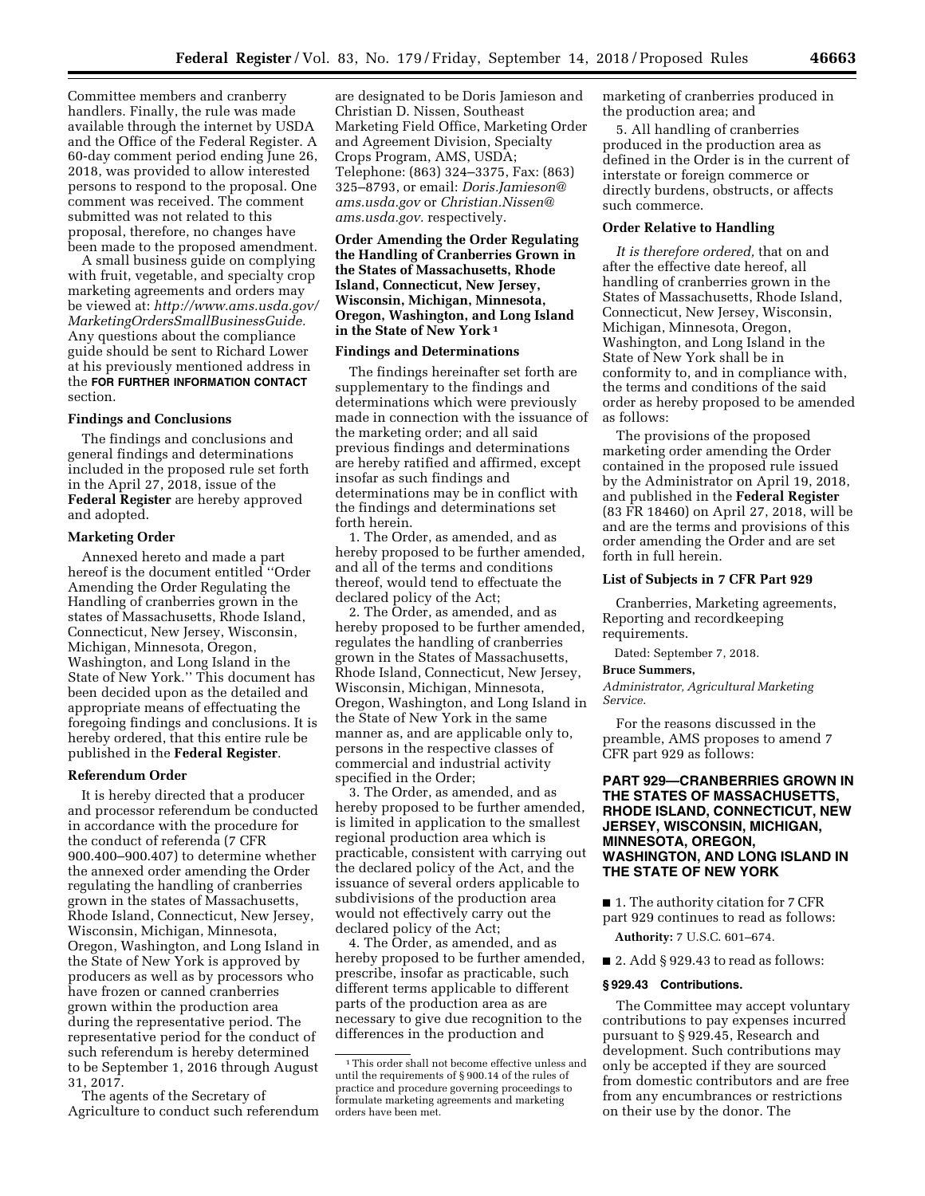Committee members and cranberry handlers. Finally, the rule was made available through the internet by USDA and the Office of the Federal Register. A 60-day comment period ending June 26, 2018, was provided to allow interested persons to respond to the proposal. One comment was received. The comment submitted was not related to this proposal, therefore, no changes have been made to the proposed amendment.

A small business guide on complying with fruit, vegetable, and specialty crop marketing agreements and orders may be viewed at: *http://www.ams.usda.gov/MarketingOrdersSmallBusinessGuide.* Any questions about the compliance guide should be sent to Richard Lower at his previously mentioned address in the **FOR FURTHER INFORMATION CONTACT** section.

**Findings and Conclusions**

The findings and conclusions and general findings and determinations included in the proposed rule set forth in the April 27, 2018, issue of the **Federal Register** are hereby approved and adopted.

**Marketing Order**

Annexed hereto and made a part hereof is the document entitled ''Order Amending the Order Regulating the Handling of cranberries grown in the states of Massachusetts, Rhode Island, Connecticut, New Jersey, Wisconsin, Michigan, Minnesota, Oregon, Washington, and Long Island in the State of New York.'' This document has been decided upon as the detailed and appropriate means of effectuating the foregoing findings and conclusions. It is hereby ordered, that this entire rule be published in the **Federal Register**.

**Referendum Order**

It is hereby directed that a producer and processor referendum be conducted in accordance with the procedure for the conduct of referenda (7 CFR 900.400–900.407) to determine whether the annexed order amending the Order regulating the handling of cranberries grown in the states of Massachusetts, Rhode Island, Connecticut, New Jersey, Wisconsin, Michigan, Minnesota, Oregon, Washington, and Long Island in the State of New York is approved by producers as well as by processors who have frozen or canned cranberries grown within the production area during the representative period. The representative period for the conduct of such referendum is hereby determined to be September 1, 2016 through August 31, 2017.

The agents of the Secretary of Agriculture to conduct such referendum are designated to be Doris Jamieson and Christian D. Nissen, Southeast Marketing Field Office, Marketing Order and Agreement Division, Specialty Crops Program, AMS, USDA; Telephone: (863) 324–3375, Fax: (863) 325–8793, or email: *Doris.Jamieson@ams.usda.gov* or *Christian.Nissen@ams.usda.gov.* respectively.

**Order Amending the Order Regulating the Handling of Cranberries Grown in the States of Massachusetts, Rhode Island, Connecticut, New Jersey, Wisconsin, Michigan, Minnesota, Oregon, Washington, and Long Island in the State of New York [1]**

**Findings and Determinations**

The findings hereinafter set forth are supplementary to the findings and determinations which were previously made in connection with the issuance of the marketing order; and all said previous findings and determinations are hereby ratified and affirmed, except insofar as such findings and determinations may be in conflict with the findings and determinations set forth herein.

1. The Order, as amended, and as hereby proposed to be further amended, and all of the terms and conditions thereof, would tend to effectuate the declared policy of the Act;

2. The Order, as amended, and as hereby proposed to be further amended, regulates the handling of cranberries grown in the States of Massachusetts, Rhode Island, Connecticut, New Jersey, Wisconsin, Michigan, Minnesota, Oregon, Washington, and Long Island in the State of New York in the same manner as, and are applicable only to, persons in the respective classes of commercial and industrial activity specified in the Order;

3. The Order, as amended, and as hereby proposed to be further amended, is limited in application to the smallest regional production area which is practicable, consistent with carrying out the declared policy of the Act, and the issuance of several orders applicable to subdivisions of the production area would not effectively carry out the declared policy of the Act;

4. The Order, as amended, and as hereby proposed to be further amended, prescribe, insofar as practicable, such different terms applicable to different parts of the production area as are necessary to give due recognition to the differences in the production and marketing of cranberries produced in the production area; and

5. All handling of cranberries produced in the production area as defined in the Order is in the current of interstate or foreign commerce or directly burdens, obstructs, or affects such commerce.

**Order Relative to Handling**

*It is therefore ordered,* that on and after the effective date hereof, all handling of cranberries grown in the States of Massachusetts, Rhode Island, Connecticut, New Jersey, Wisconsin, Michigan, Minnesota, Oregon, Washington, and Long Island in the State of New York shall be in conformity to, and in compliance with, the terms and conditions of the said order as hereby proposed to be amended as follows:

The provisions of the proposed marketing order amending the Order contained in the proposed rule issued by the Administrator on April 19, 2018, and published in the **Federal Register** (83 FR 18460) on April 27, 2018, will be and are the terms and provisions of this order amending the Order and are set forth in full herein.

**List of Subjects in 7 CFR Part 929**

Cranberries, Marketing agreements, Reporting and recordkeeping requirements.

Dated: September 7, 2018.

**Bruce Summers,**

*Administrator, Agricultural Marketing Service.*

For the reasons discussed in the preamble, AMS proposes to amend 7 CFR part 929 as follows:

## PART 929—CRANBERRIES GROWN IN THE STATES OF MASSACHUSETTS, RHODE ISLAND, CONNECTICUT, NEW JERSEY, WISCONSIN, MICHIGAN, MINNESOTA, OREGON, WASHINGTON, AND LONG ISLAND IN THE STATE OF NEW YORK

■ 1. The authority citation for 7 CFR part 929 continues to read as follows:

**Authority:** 7 U.S.C. 601–674.

■ 2. Add § 929.43 to read as follows:

**§ 929.43 Contributions.**

The Committee may accept voluntary contributions to pay expenses incurred pursuant to § 929.45, Research and development. Such contributions may only be accepted if they are sourced from domestic contributors and are free from any encumbrances or restrictions on their use by the donor. The

[1] This order shall not become effective unless and until the requirements of § 900.14 of the rules of practice and procedure governing proceedings to formulate marketing agreements and marketing orders have been met.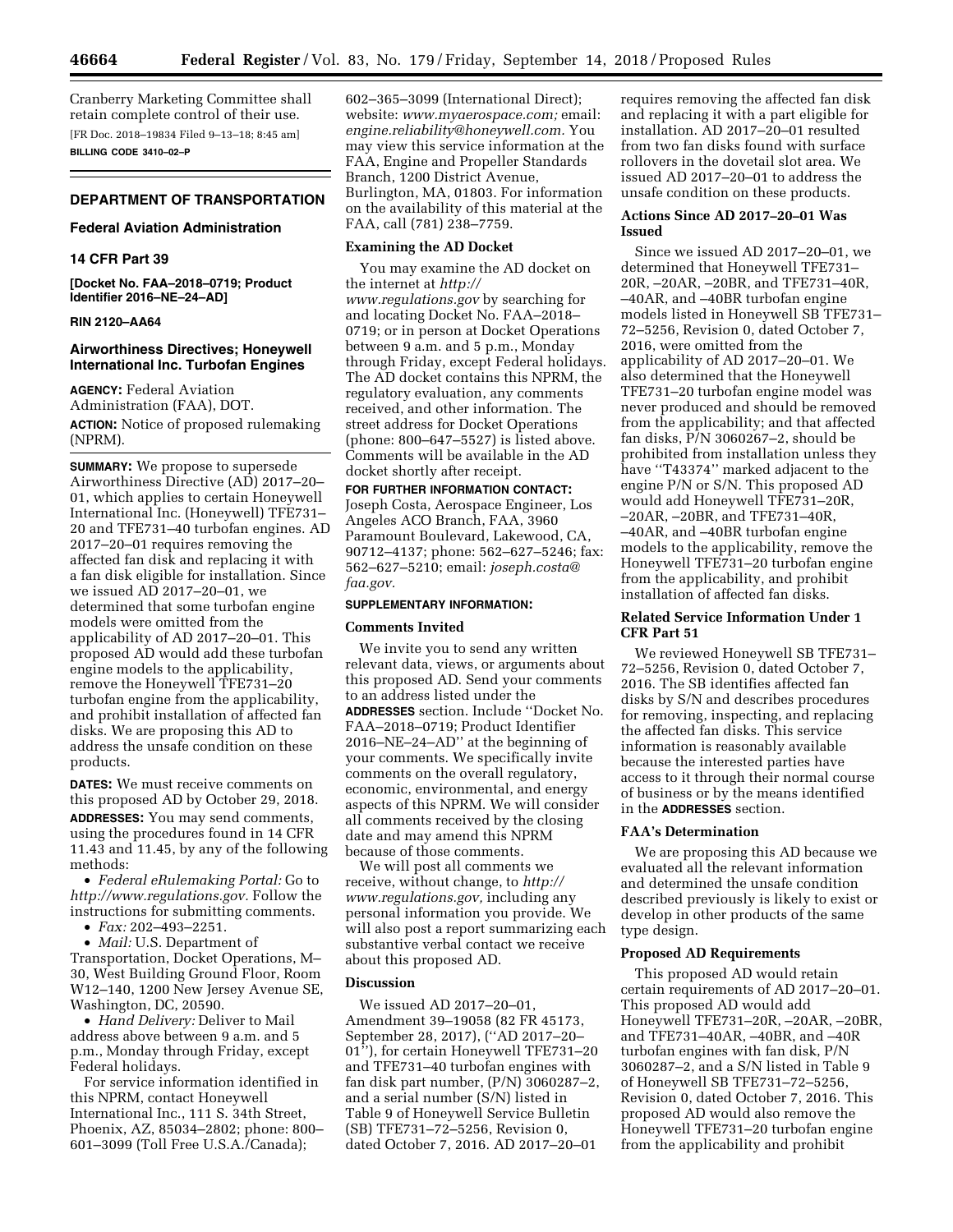Cranberry Marketing Committee shall retain complete control of their use.

[FR Doc. 2018–19834 Filed 9–13–18; 8:45 am]

**BILLING CODE 3410–02–P**

---

## DEPARTMENT OF TRANSPORTATION

### Federal Aviation Administration

### 14 CFR Part 39

**[Docket No. FAA–2018–0719; Product Identifier 2016–NE–24–AD]**

**RIN 2120–AA64**

### Airworthiness Directives; Honeywell International Inc. Turbofan Engines

**AGENCY:** Federal Aviation Administration (FAA), DOT.

**ACTION:** Notice of proposed rulemaking (NPRM).

**SUMMARY:** We propose to supersede Airworthiness Directive (AD) 2017–20–01, which applies to certain Honeywell International Inc. (Honeywell) TFE731–20 and TFE731–40 turbofan engines. AD 2017–20–01 requires removing the affected fan disk and replacing it with a fan disk eligible for installation. Since we issued AD 2017–20–01, we determined that some turbofan engine models were omitted from the applicability of AD 2017–20–01. This proposed AD would add these turbofan engine models to the applicability, remove the Honeywell TFE731–20 turbofan engine from the applicability, and prohibit installation of affected fan disks. We are proposing this AD to address the unsafe condition on these products.

**DATES:** We must receive comments on this proposed AD by October 29, 2018.

**ADDRESSES:** You may send comments, using the procedures found in 14 CFR 11.43 and 11.45, by any of the following methods:

- *Federal eRulemaking Portal:* Go to *http://www.regulations.gov.* Follow the instructions for submitting comments.
- *Fax:* 202–493–2251.
- *Mail:* U.S. Department of Transportation, Docket Operations, M–30, West Building Ground Floor, Room W12–140, 1200 New Jersey Avenue SE, Washington, DC, 20590.
- *Hand Delivery:* Deliver to Mail address above between 9 a.m. and 5 p.m., Monday through Friday, except Federal holidays.

For service information identified in this NPRM, contact Honeywell International Inc., 111 S. 34th Street, Phoenix, AZ, 85034–2802; phone: 800–601–3099 (Toll Free U.S.A./Canada); 602–365–3099 (International Direct); website: *www.myaerospace.com;* email: *engine.reliability@honeywell.com.* You may view this service information at the FAA, Engine and Propeller Standards Branch, 1200 District Avenue, Burlington, MA, 01803. For information on the availability of this material at the FAA, call (781) 238–7759.

#### Examining the AD Docket

You may examine the AD docket on the internet at *http://www.regulations.gov* by searching for and locating Docket No. FAA–2018–0719; or in person at Docket Operations between 9 a.m. and 5 p.m., Monday through Friday, except Federal holidays. The AD docket contains this NPRM, the regulatory evaluation, any comments received, and other information. The street address for Docket Operations (phone: 800–647–5527) is listed above. Comments will be available in the AD docket shortly after receipt.

**FOR FURTHER INFORMATION CONTACT:** Joseph Costa, Aerospace Engineer, Los Angeles ACO Branch, FAA, 3960 Paramount Boulevard, Lakewood, CA, 90712–4137; phone: 562–627–5246; fax: 562–627–5210; email: *joseph.costa@faa.gov.*

**SUPPLEMENTARY INFORMATION:**

#### Comments Invited

We invite you to send any written relevant data, views, or arguments about this proposed AD. Send your comments to an address listed under the **ADDRESSES** section. Include "Docket No. FAA–2018–0719; Product Identifier 2016–NE–24–AD" at the beginning of your comments. We specifically invite comments on the overall regulatory, economic, environmental, and energy aspects of this NPRM. We will consider all comments received by the closing date and may amend this NPRM because of those comments.

We will post all comments we receive, without change, to *http://www.regulations.gov,* including any personal information you provide. We will also post a report summarizing each substantive verbal contact we receive about this proposed AD.

#### Discussion

We issued AD 2017–20–01, Amendment 39–19058 (82 FR 45173, September 28, 2017), ("AD 2017–20–01"), for certain Honeywell TFE731–20 and TFE731–40 turbofan engines with fan disk part number, (P/N) 3060287–2, and a serial number (S/N) listed in Table 9 of Honeywell Service Bulletin (SB) TFE731–72–5256, Revision 0, dated October 7, 2016. AD 2017–20–01 requires removing the affected fan disk and replacing it with a part eligible for installation. AD 2017–20–01 resulted from two fan disks found with surface rollovers in the dovetail slot area. We issued AD 2017–20–01 to address the unsafe condition on these products.

#### Actions Since AD 2017–20–01 Was Issued

Since we issued AD 2017–20–01, we determined that Honeywell TFE731–20R, –20AR, –20BR, and TFE731–40R, –40AR, and –40BR turbofan engine models listed in Honeywell SB TFE731–72–5256, Revision 0, dated October 7, 2016, were omitted from the applicability of AD 2017–20–01. We also determined that the Honeywell TFE731–20 turbofan engine model was never produced and should be removed from the applicability; and that affected fan disks, P/N 3060267–2, should be prohibited from installation unless they have "T43374" marked adjacent to the engine P/N or S/N. This proposed AD would add Honeywell TFE731–20R, –20AR, –20BR, and TFE731–40R, –40AR, and –40BR turbofan engine models to the applicability, remove the Honeywell TFE731–20 turbofan engine from the applicability, and prohibit installation of affected fan disks.

#### Related Service Information Under 1 CFR Part 51

We reviewed Honeywell SB TFE731–72–5256, Revision 0, dated October 7, 2016. The SB identifies affected fan disks by S/N and describes procedures for removing, inspecting, and replacing the affected fan disks. This service information is reasonably available because the interested parties have access to it through their normal course of business or by the means identified in the **ADDRESSES** section.

#### FAA's Determination

We are proposing this AD because we evaluated all the relevant information and determined the unsafe condition described previously is likely to exist or develop in other products of the same type design.

#### Proposed AD Requirements

This proposed AD would retain certain requirements of AD 2017–20–01. This proposed AD would add Honeywell TFE731–20R, –20AR, –20BR, and TFE731–40AR, –40BR, and –40R turbofan engines with fan disk, P/N 3060287–2, and a S/N listed in Table 9 of Honeywell SB TFE731–72–5256, Revision 0, dated October 7, 2016. This proposed AD would also remove the Honeywell TFE731–20 turbofan engine from the applicability and prohibit